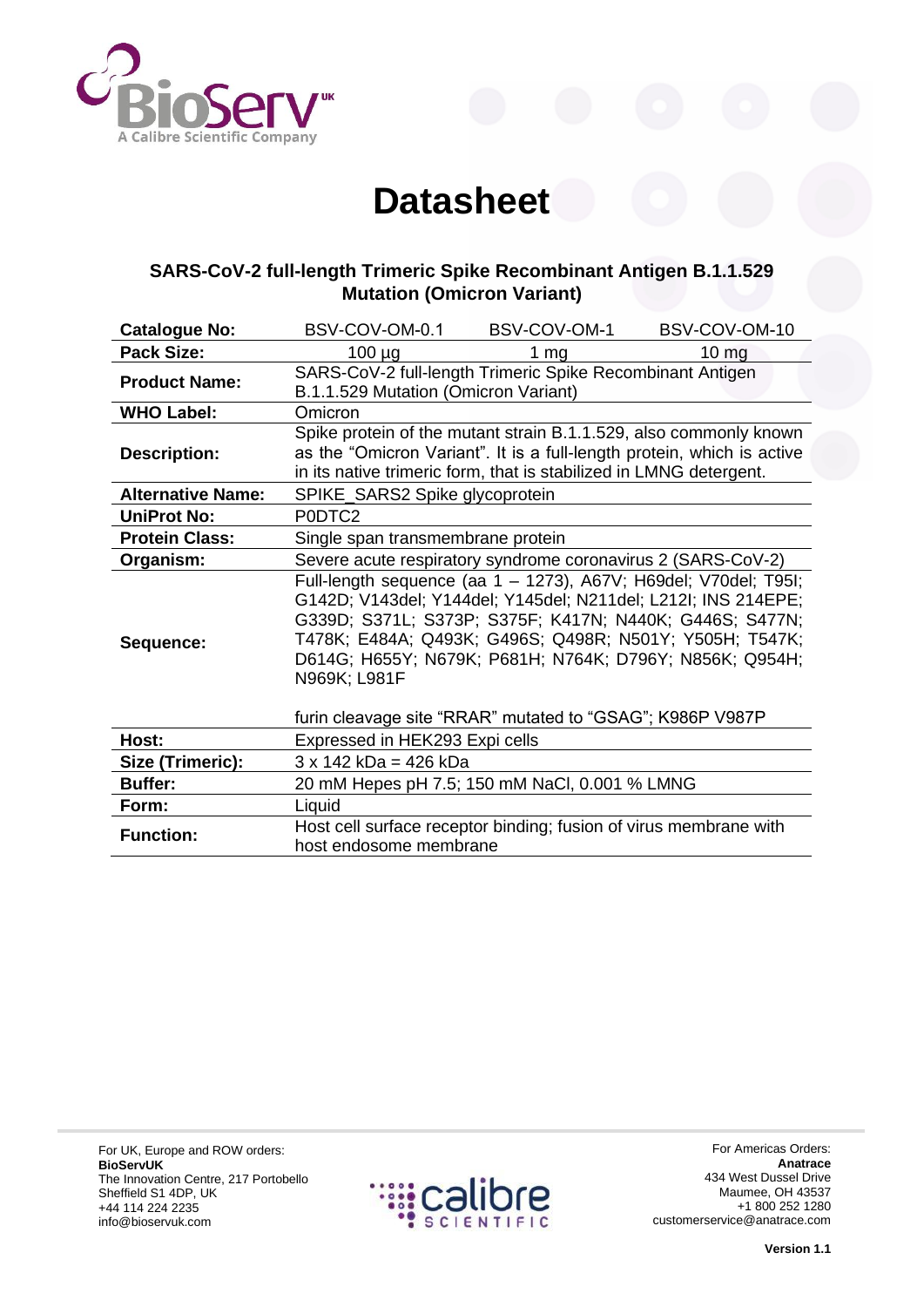# Datasheet

### SARS-CoV-2 full-length Trimeric Spike Recombinant Antigen B.1.1.529 Mutation (Omicron Variant)

| **Catalogue No:** | BSV-COV-OM-0.1 | BSV-COV-OM-1 | BSV-COV-OM-10 |
|---|---|---|---|
| **Pack Size:** | 100 µg | 1 mg | 10 mg |
| **Product Name:** | SARS-CoV-2 full-length Trimeric Spike Recombinant Antigen B.1.1.529 Mutation (Omicron Variant) | | |
| **WHO Label:** | Omicron | | |
| **Description:** | Spike protein of the mutant strain B.1.1.529, also commonly known as the "Omicron Variant". It is a full-length protein, which is active in its native trimeric form, that is stabilized in LMNG detergent. | | |
| **Alternative Name:** | SPIKE_SARS2 Spike glycoprotein | | |
| **UniProt No:** | P0DTC2 | | |
| **Protein Class:** | Single span transmembrane protein | | |
| **Organism:** | Severe acute respiratory syndrome coronavirus 2 (SARS-CoV-2) | | |
| **Sequence:** | Full-length sequence (aa 1 – 1273), A67V; H69del; V70del; T95I; G142D; V143del; Y144del; Y145del; N211del; L212I; INS 214EPE; G339D; S371L; S373P; S375F; K417N; N440K; G446S; S477N; T478K; E484A; Q493K; G496S; Q498R; N501Y; Y505H; T547K; D614G; H655Y; N679K; P681H; N764K; D796Y; N856K; Q954H; N969K; L981F<br><br>furin cleavage site "RRAR" mutated to "GSAG"; K986P V987P | | |
| **Host:** | Expressed in HEK293 Expi cells | | |
| **Size (Trimeric):** | 3 x 142 kDa = 426 kDa | | |
| **Buffer:** | 20 mM Hepes pH 7.5; 150 mM NaCl, 0.001 % LMNG | | |
| **Form:** | Liquid | | |
| **Function:** | Host cell surface receptor binding; fusion of virus membrane with host endosome membrane | | |

For UK, Europe and ROW orders:
**BioServUK**
The Innovation Centre, 217 Portobello
Sheffield S1 4DP, UK
+44 114 224 2235
info@bioservuk.com

For Americas Orders:
**Anatrace**
434 West Dussel Drive
Maumee, OH 43537
+1 800 252 1280
customerservice@anatrace.com

**Version 1.1**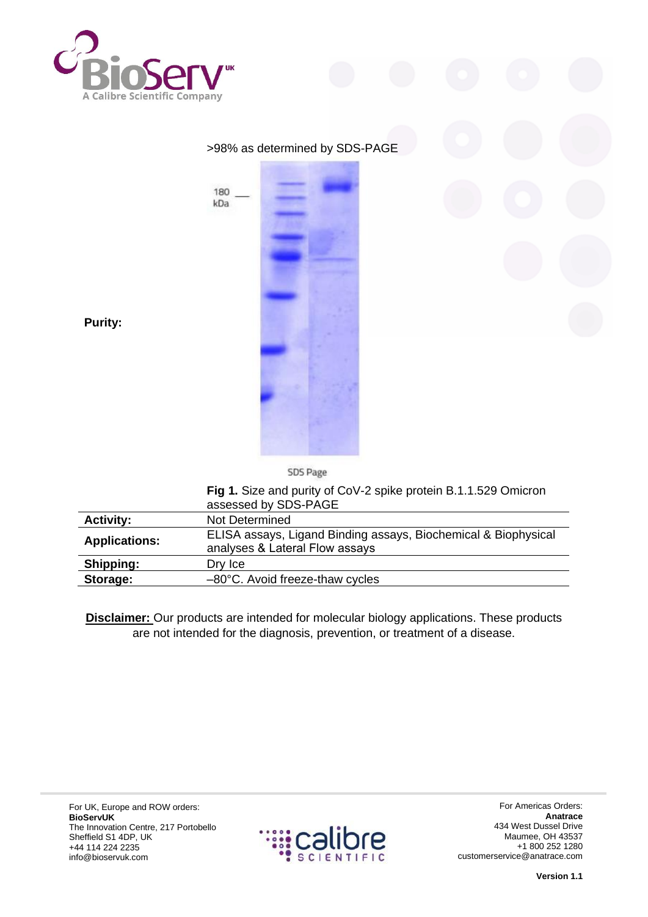| | |
|---|---|
| **Purity:** | >98% as determined by SDS-PAGE |

180 kDa

SDS Page

**Fig 1.** Size and purity of CoV-2 spike protein B.1.1.529 Omicron assessed by SDS-PAGE

| | |
|---|---|
| **Activity:** | Not Determined |
| **Applications:** | ELISA assays, Ligand Binding assays, Biochemical & Biophysical analyses & Lateral Flow assays |
| **Shipping:** | Dry Ice |
| **Storage:** | –80°C. Avoid freeze-thaw cycles |

**Disclaimer:** Our products are intended for molecular biology applications. These products are not intended for the diagnosis, prevention, or treatment of a disease.

For UK, Europe and ROW orders:
**BioServUK**
The Innovation Centre, 217 Portobello
Sheffield S1 4DP, UK
+44 114 224 2235
info@bioservuk.com

For Americas Orders:
**Anatrace**
434 West Dussel Drive
Maumee, OH 43537
+1 800 252 1280
customerservice@anatrace.com

**Version 1.1**